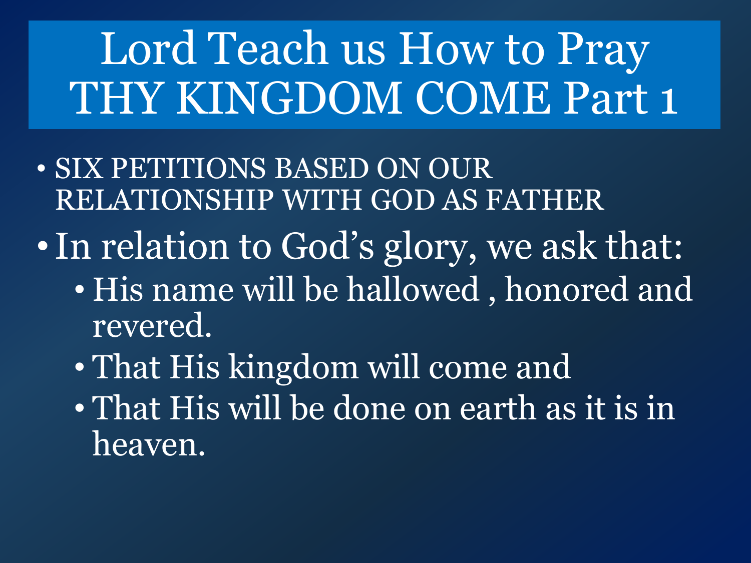# Lord Teach us How to Pray THY KINGDOM COME Part 1

- SIX PETITIONS BASED ON OUR RELATIONSHIP WITH GOD AS FATHER
- In relation to God's glory, we ask that:
  - His name will be hallowed , honored and revered.
  - That His kingdom will come and
  - That His will be done on earth as it is in heaven.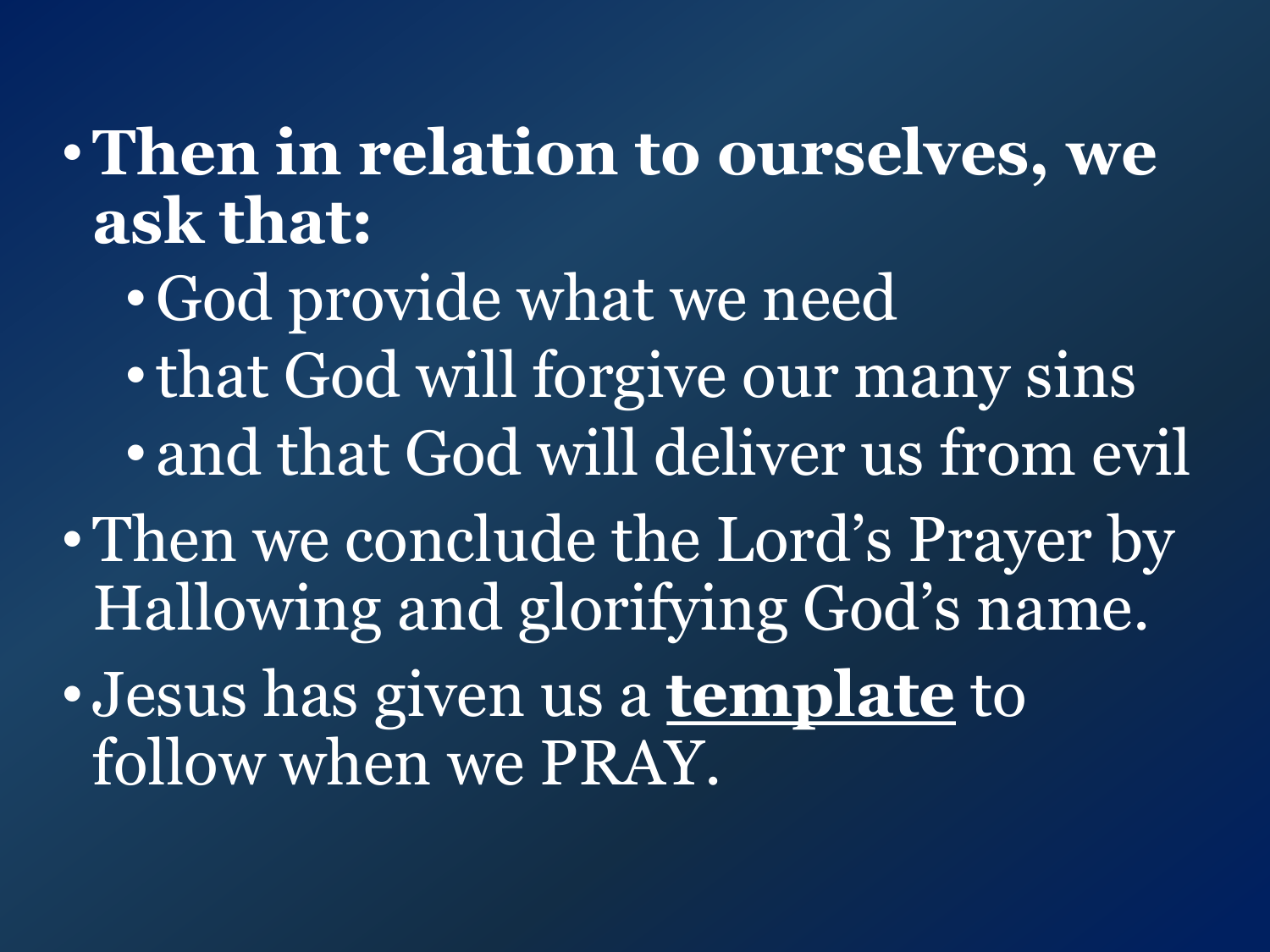- **Then in relation to ourselves, we ask that:**
  - God provide what we need
  - that God will forgive our many sins
  - and that God will deliver us from evil
- Then we conclude the Lord’s Prayer by Hallowing and glorifying God’s name.
- Jesus has given us a <u>**template**</u> to follow when we PRAY.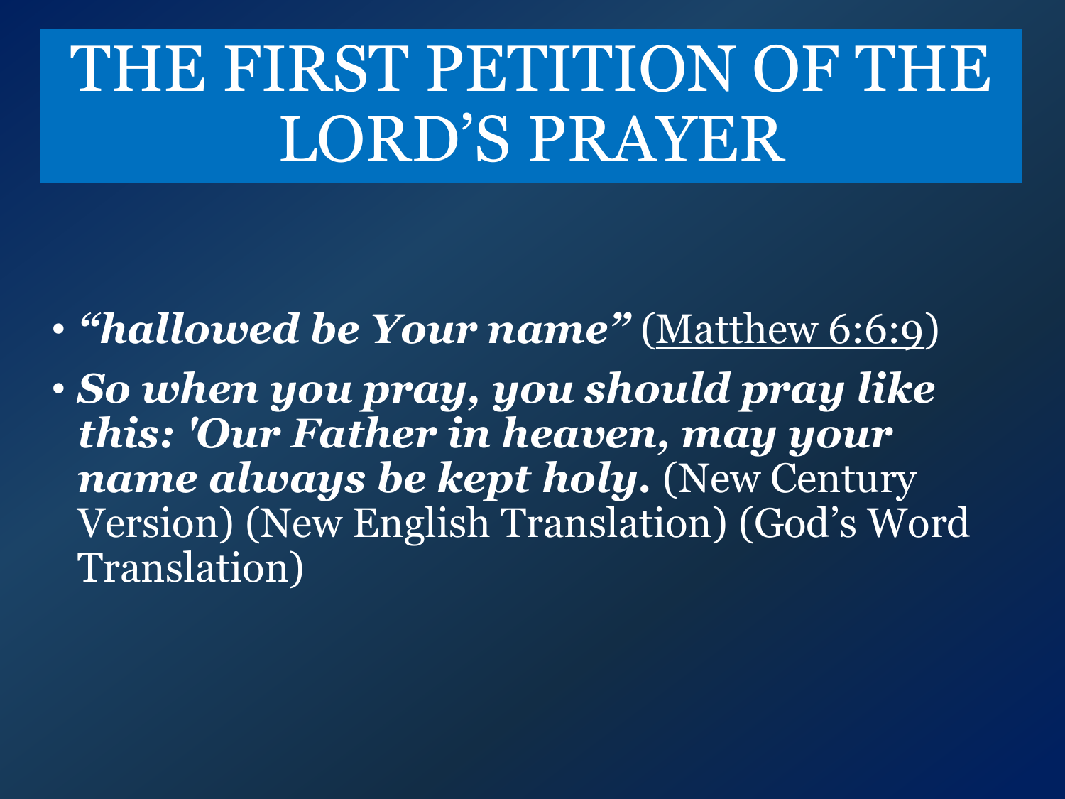# THE FIRST PETITION OF THE LORD'S PRAYER

- ***"hallowed be Your name"*** (Matthew 6:6:9)
- ***So when you pray, you should pray like this: 'Our Father in heaven, may your name always be kept holy.*** (New Century Version) (New English Translation) (God's Word Translation)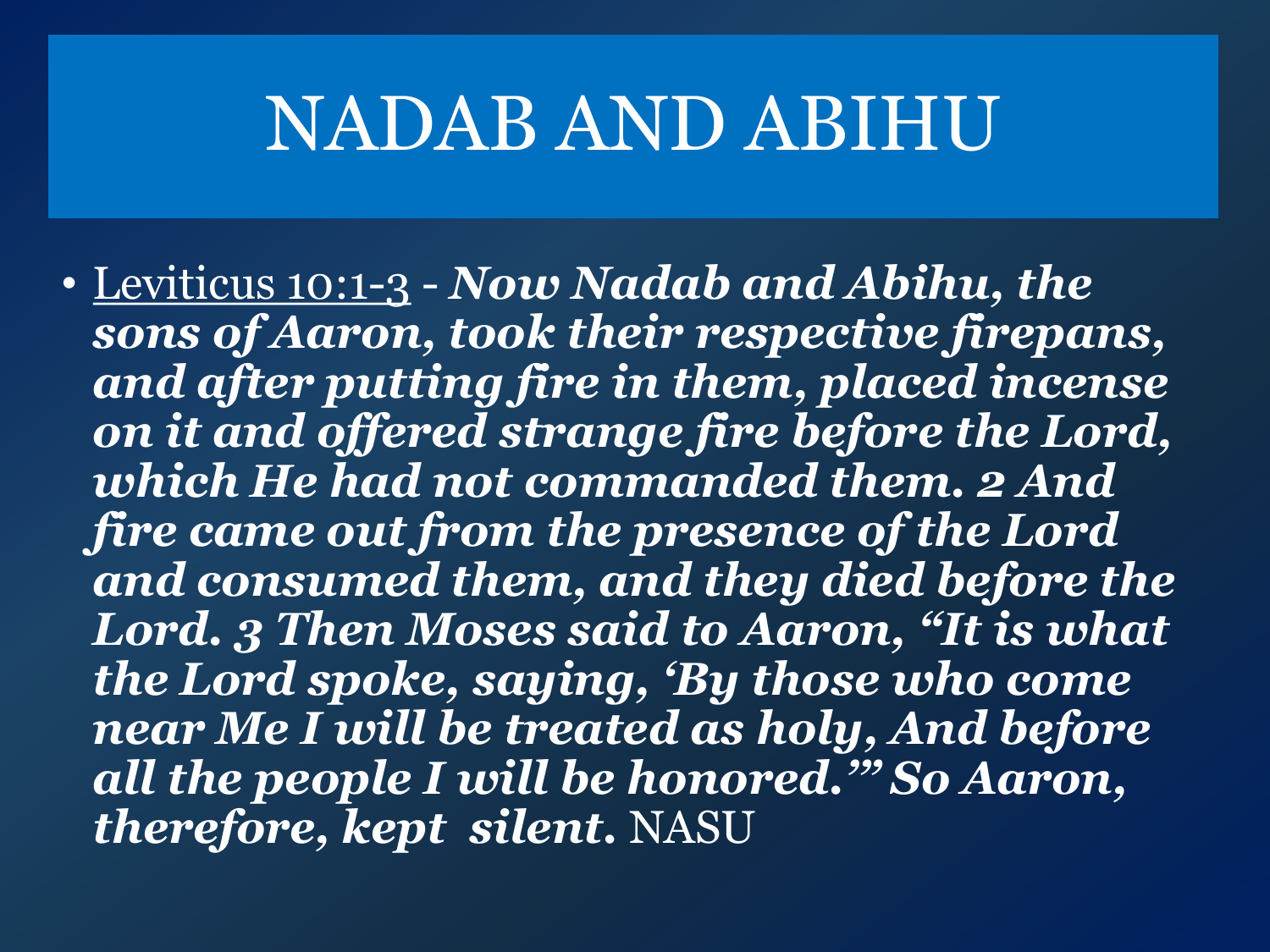# NADAB AND ABIHU

- Leviticus 10:1-3 - ***Now Nadab and Abihu, the sons of Aaron, took their respective firepans, and after putting fire in them, placed incense on it and offered strange fire before the Lord, which He had not commanded them. 2 And fire came out from the presence of the Lord and consumed them, and they died before the Lord. 3 Then Moses said to Aaron, "It is what the Lord spoke, saying, 'By those who come near Me I will be treated as holy, And before all the people I will be honored.'" So Aaron, therefore, kept silent.*** NASU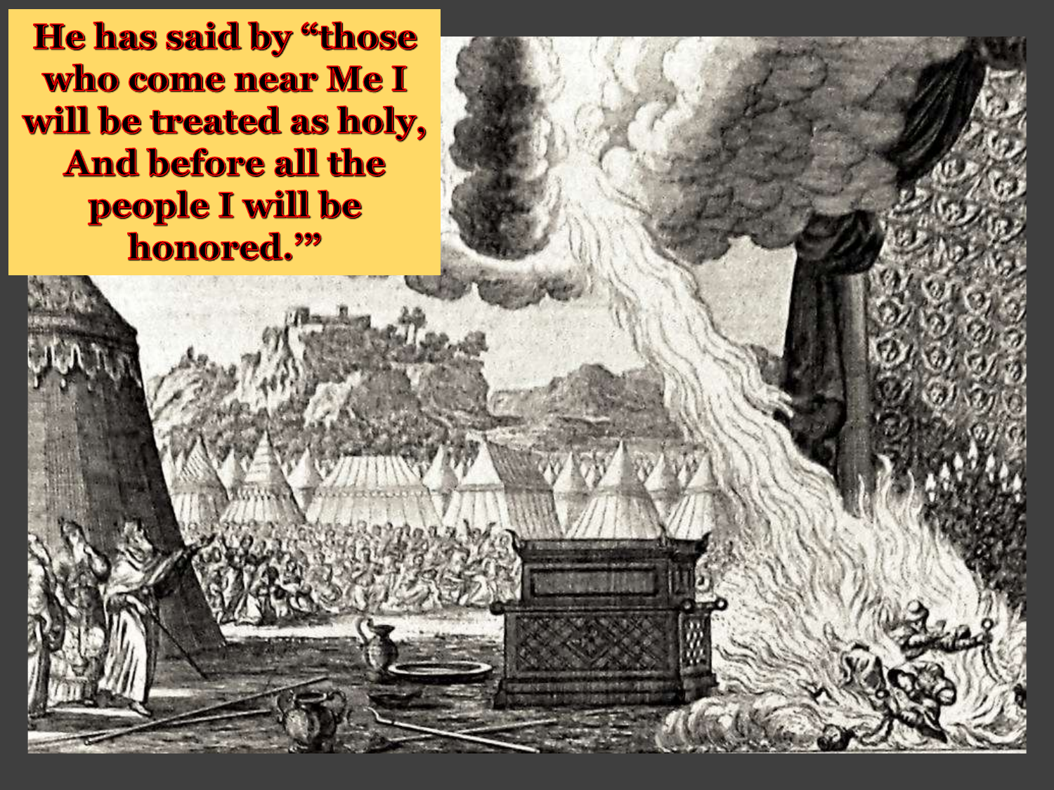He has said by "those who come near Me I will be treated as holy, And before all the people I will be honored."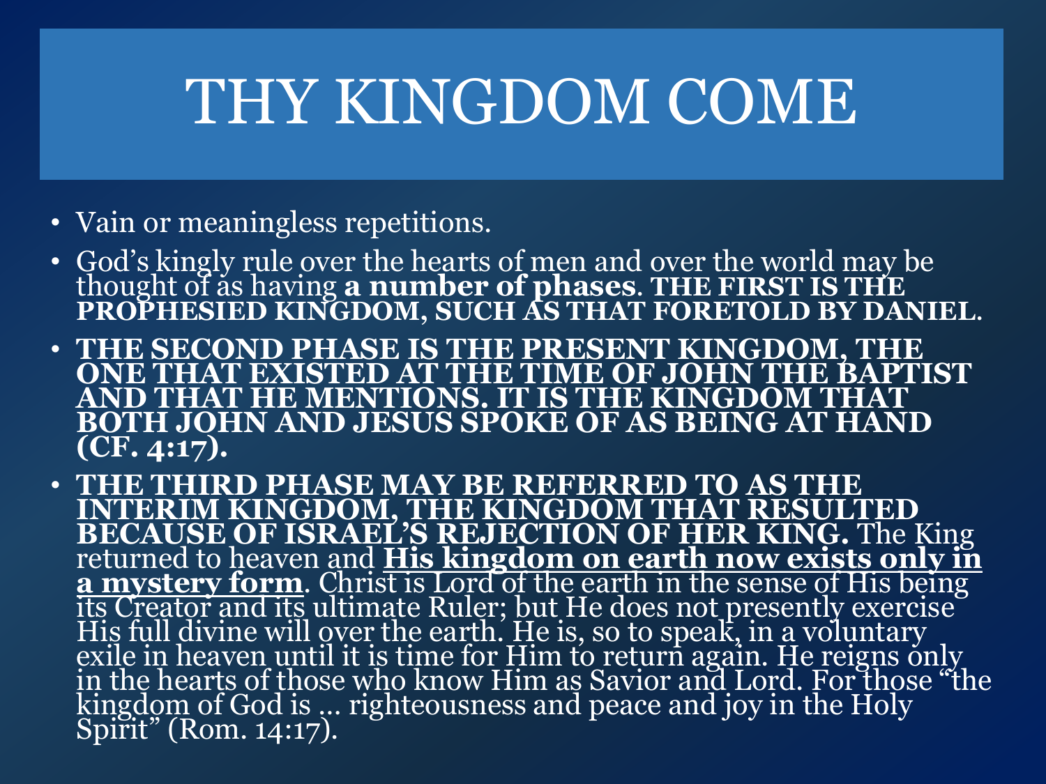# THY KINGDOM COME

- Vain or meaningless repetitions.
- God's kingly rule over the hearts of men and over the world may be thought of as having **a number of phases**. **THE FIRST IS THE PROPHESIED KINGDOM, SUCH AS THAT FORETOLD BY DANIEL.**
- **THE SECOND PHASE IS THE PRESENT KINGDOM, THE ONE THAT EXISTED AT THE TIME OF JOHN THE BAPTIST AND THAT HE MENTIONS. IT IS THE KINGDOM THAT BOTH JOHN AND JESUS SPOKE OF AS BEING AT HAND (CF. 4:17).**
- **THE THIRD PHASE MAY BE REFERRED TO AS THE INTERIM KINGDOM, THE KINGDOM THAT RESULTED BECAUSE OF ISRAEL'S REJECTION OF HER KING.** The King returned to heaven and **His kingdom on earth now exists only in a mystery form**. Christ is Lord of the earth in the sense of His being its Creator and its ultimate Ruler; but He does not presently exercise His full divine will over the earth. He is, so to speak, in a voluntary exile in heaven until it is time for Him to return again. He reigns only in the hearts of those who know Him as Savior and Lord. For those "the kingdom of God is … righteousness and peace and joy in the Holy Spirit" (Rom. 14:17).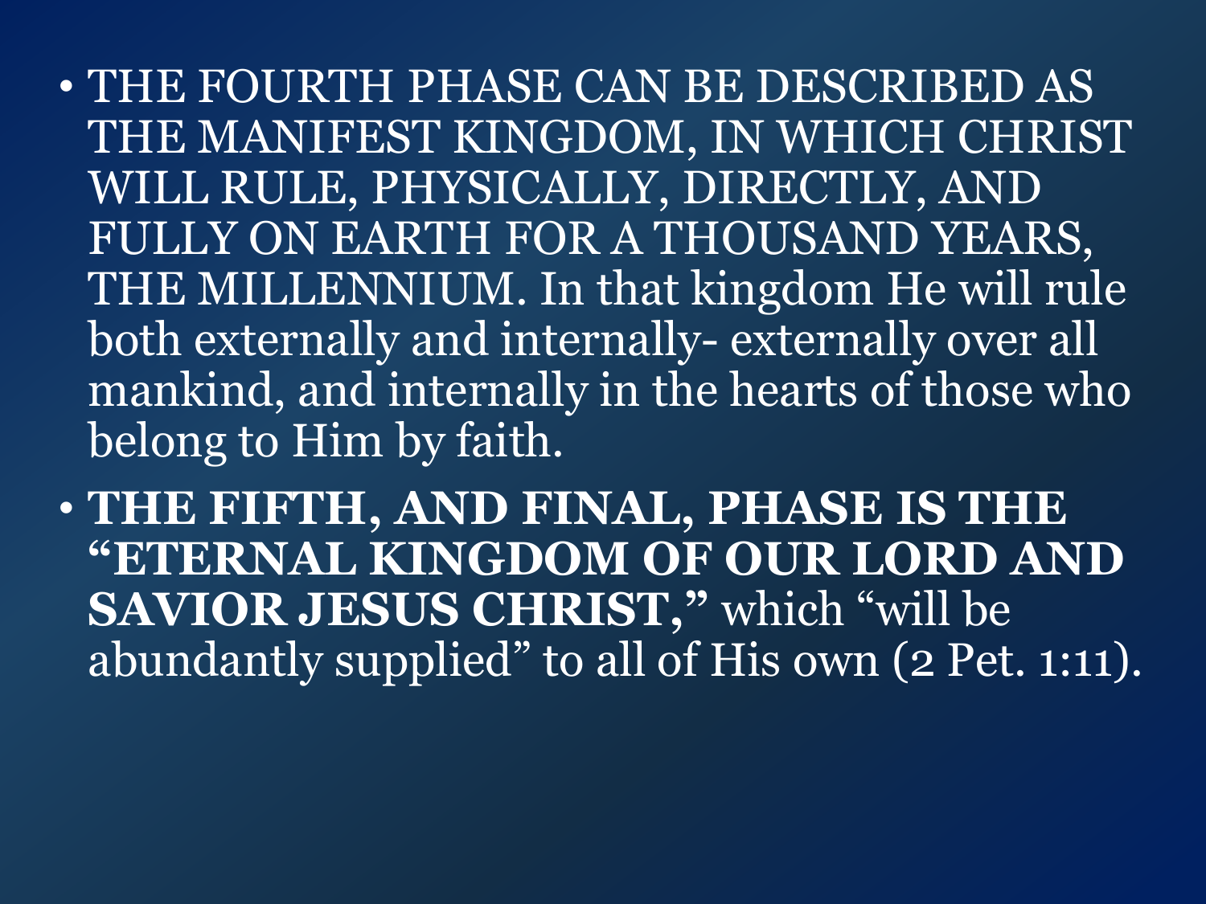- THE FOURTH PHASE CAN BE DESCRIBED AS THE MANIFEST KINGDOM, IN WHICH CHRIST WILL RULE, PHYSICALLY, DIRECTLY, AND FULLY ON EARTH FOR A THOUSAND YEARS, THE MILLENNIUM. In that kingdom He will rule both externally and internally- externally over all mankind, and internally in the hearts of those who belong to Him by faith.
- **THE FIFTH, AND FINAL, PHASE IS THE "ETERNAL KINGDOM OF OUR LORD AND SAVIOR JESUS CHRIST,"** which "will be abundantly supplied" to all of His own (2 Pet. 1:11).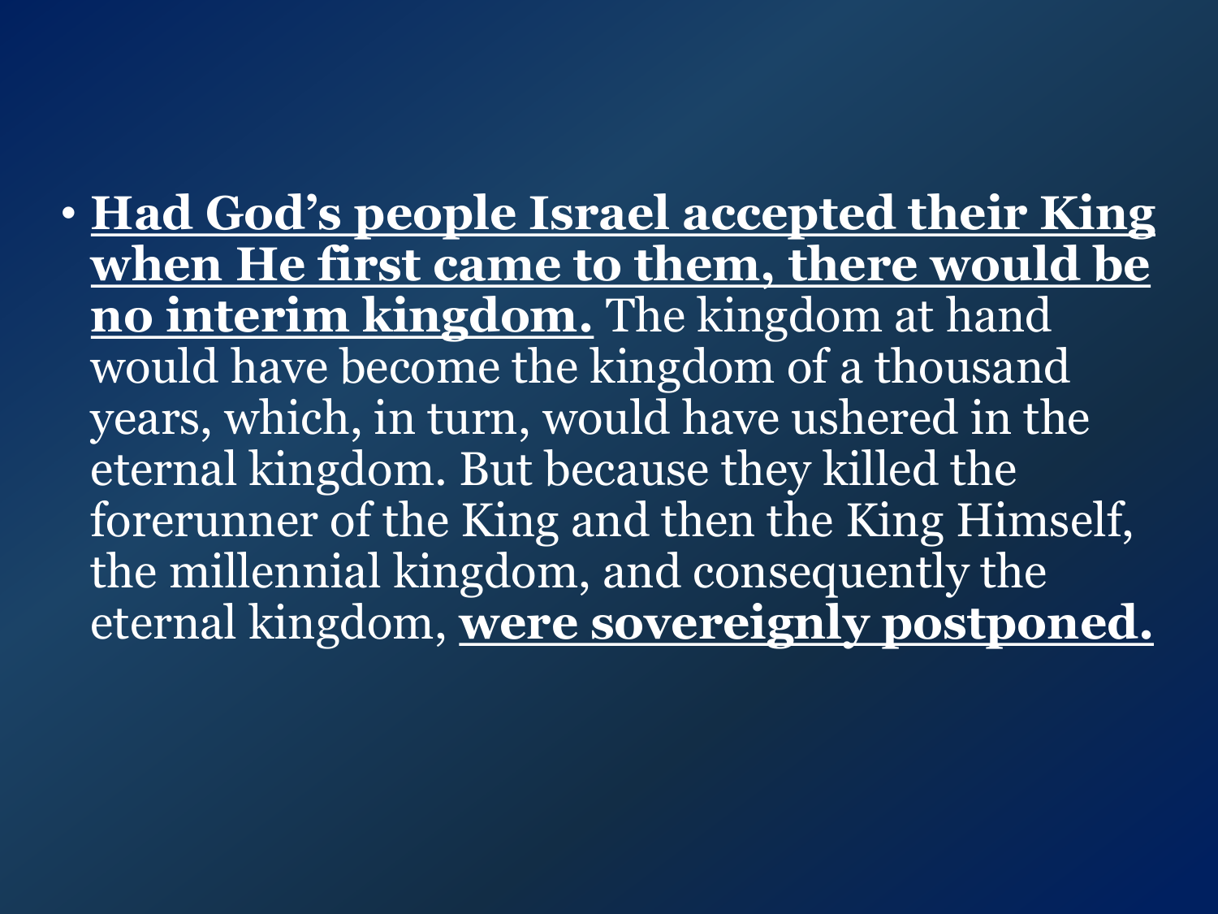- **Had God's people Israel accepted their King when He first came to them, there would be no interim kingdom.** The kingdom at hand would have become the kingdom of a thousand years, which, in turn, would have ushered in the eternal kingdom. But because they killed the forerunner of the King and then the King Himself, the millennial kingdom, and consequently the eternal kingdom, **were sovereignly postponed.**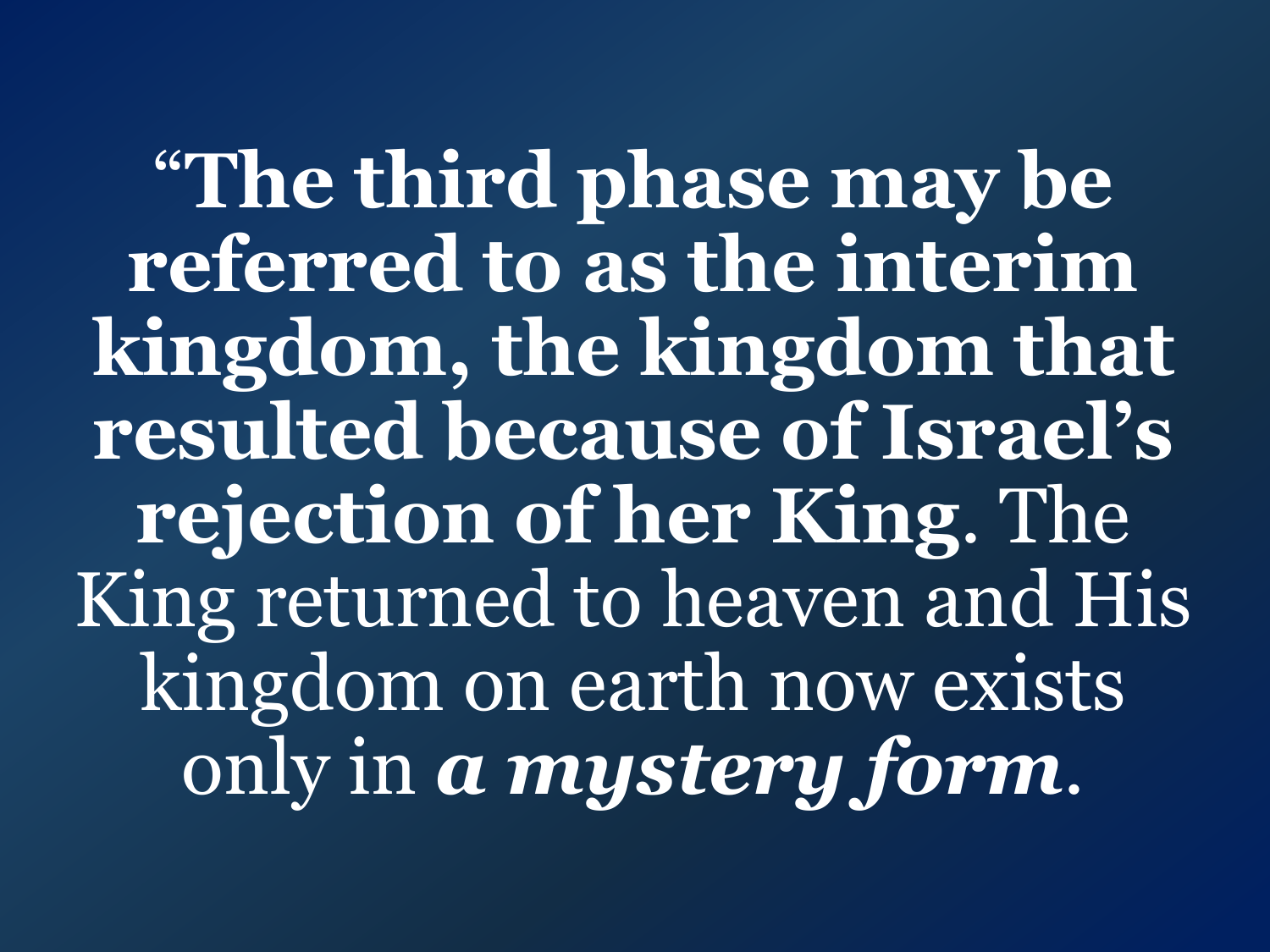**“The third phase may be referred to as the interim kingdom, the kingdom that resulted because of Israel’s rejection of her King**. The King returned to heaven and His kingdom on earth now exists only in ***a mystery form***.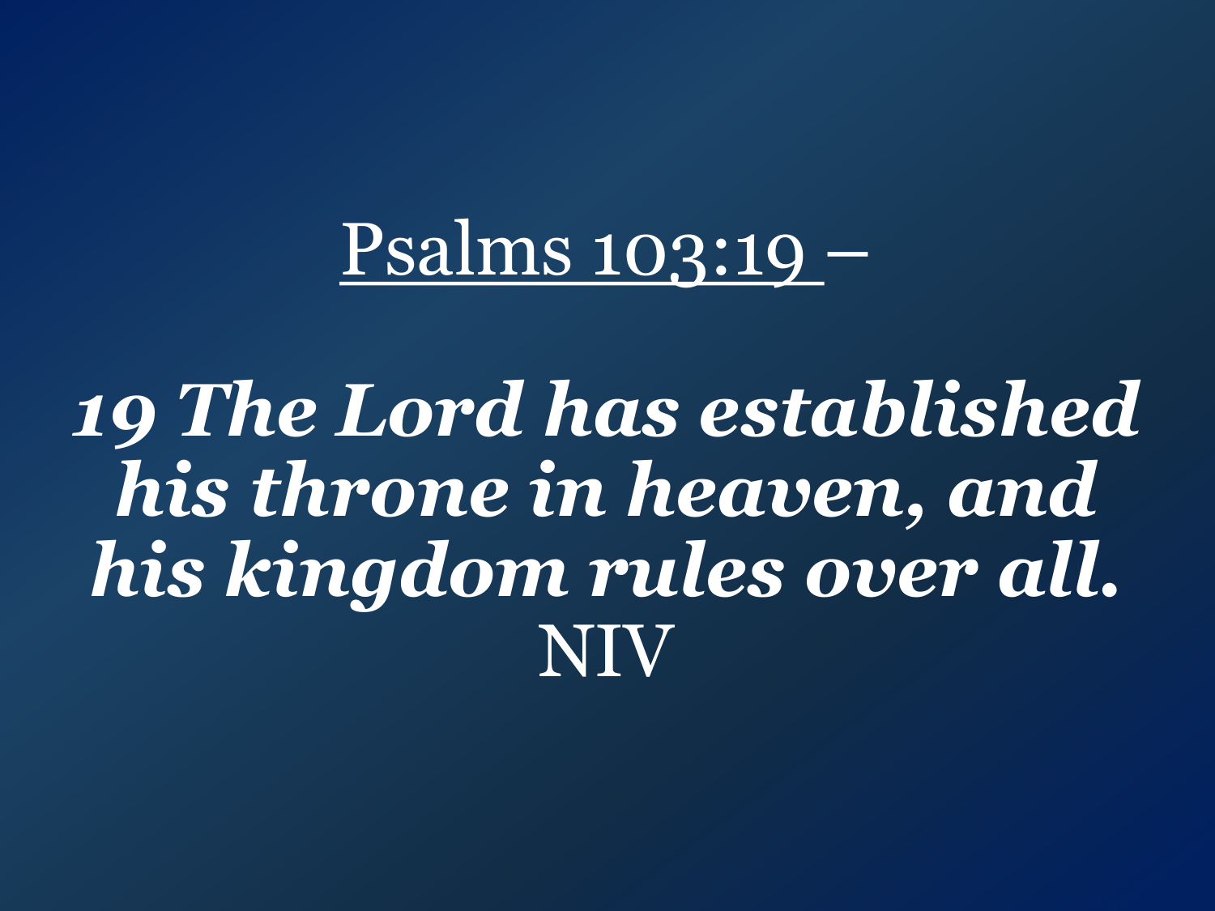Psalms 103:19 –

***19 The Lord has established his throne in heaven, and his kingdom rules over all.***
NIV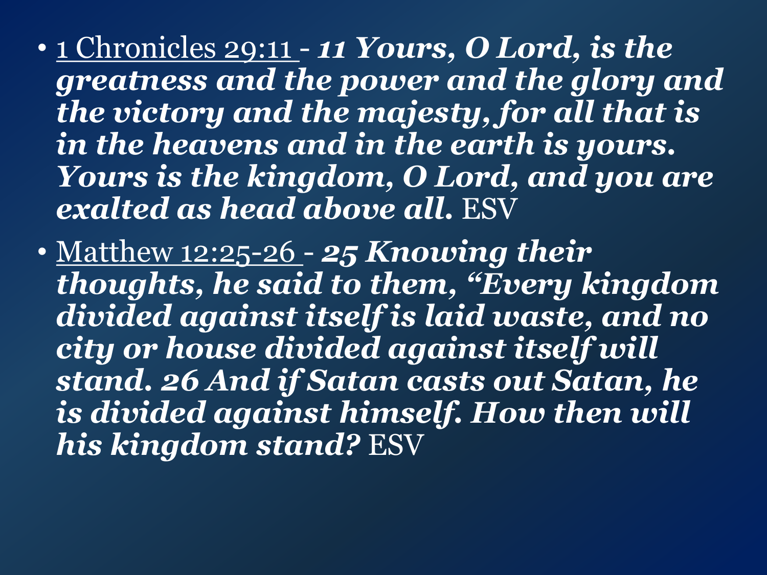- <u>1 Chronicles 29:11</u> - ***11 Yours, O Lord, is the greatness and the power and the glory and the victory and the majesty, for all that is in the heavens and in the earth is yours. Yours is the kingdom, O Lord, and you are exalted as head above all.*** ESV
- <u>Matthew 12:25-26</u> - ***25 Knowing their thoughts, he said to them, "Every kingdom divided against itself is laid waste, and no city or house divided against itself will stand. 26 And if Satan casts out Satan, he is divided against himself. How then will his kingdom stand?*** ESV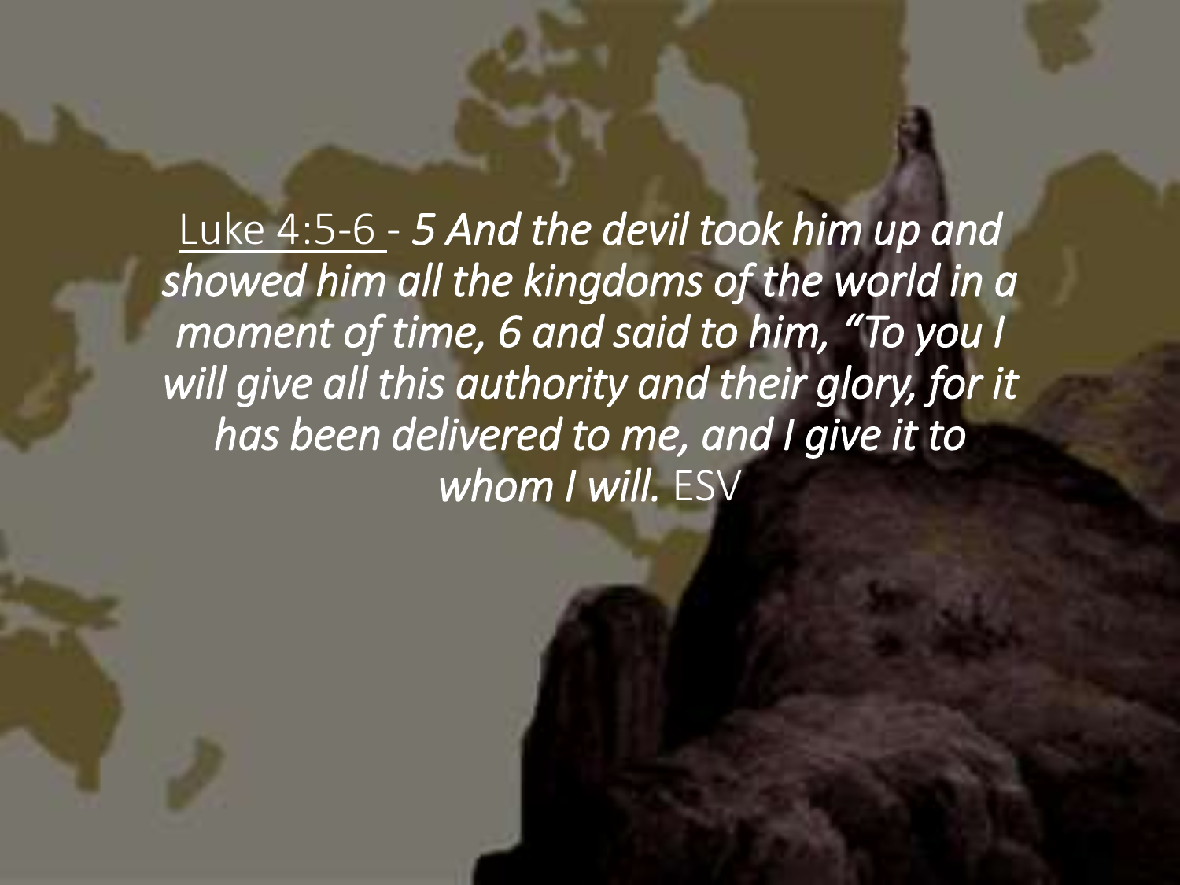Luke 4:5-6 - *5 And the devil took him up and showed him all the kingdoms of the world in a moment of time, 6 and said to him, "To you I will give all this authority and their glory, for it has been delivered to me, and I give it to whom I will.* ESV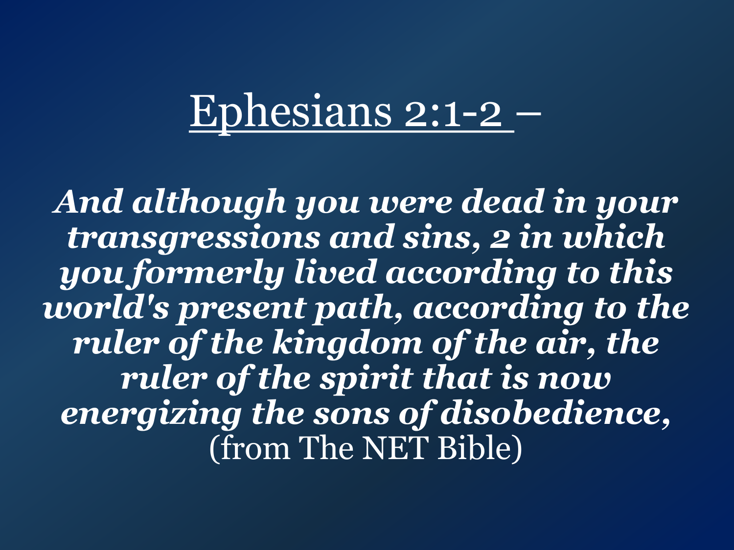# Ephesians 2:1-2 –

***And although you were dead in your transgressions and sins, 2 in which you formerly lived according to this world's present path, according to the ruler of the kingdom of the air, the ruler of the spirit that is now energizing the sons of disobedience,*** (from The NET Bible)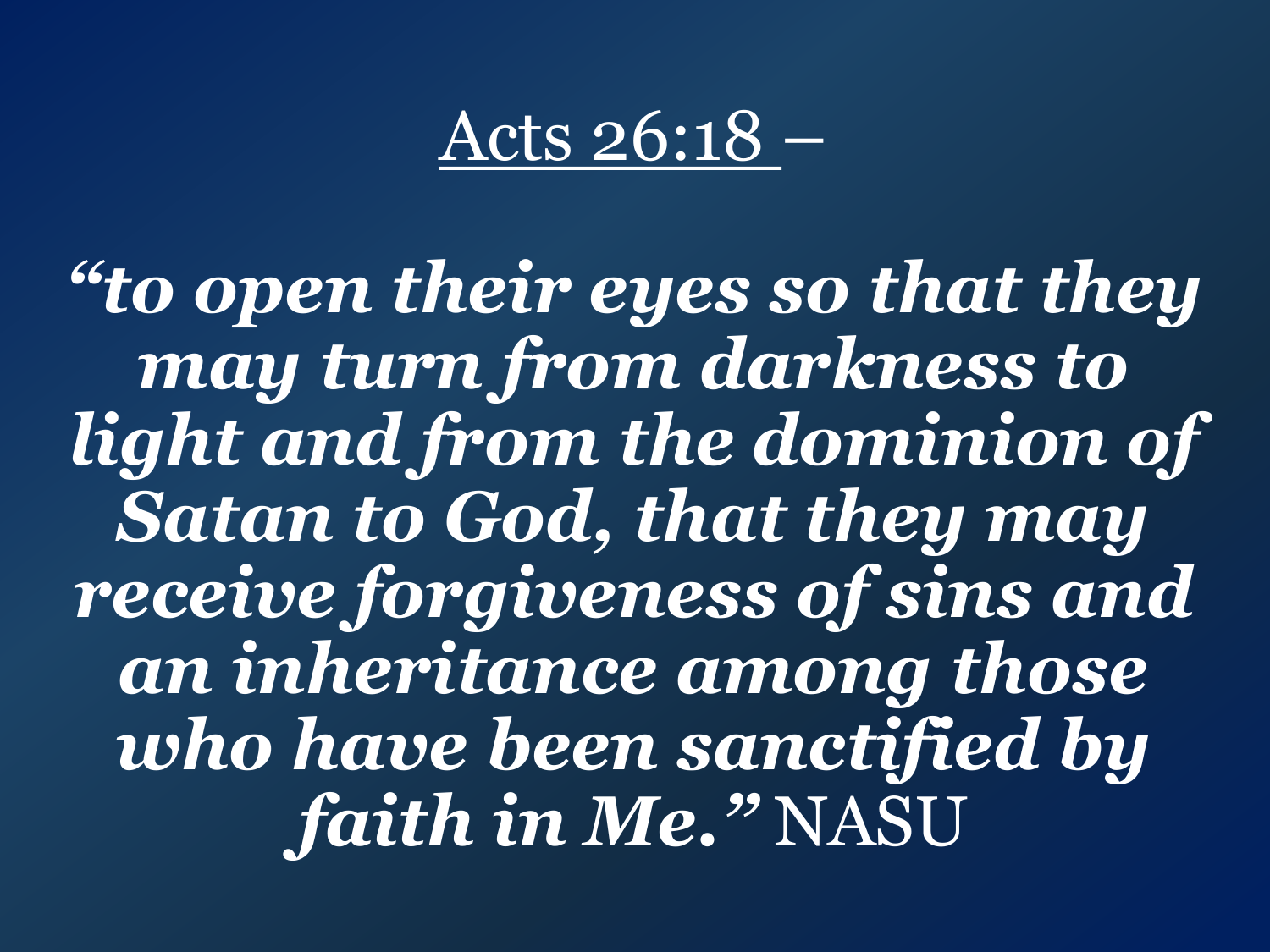Acts 26:18 –

***"to open their eyes so that they may turn from darkness to light and from the dominion of Satan to God, that they may receive forgiveness of sins and an inheritance among those who have been sanctified by faith in Me."*** NASU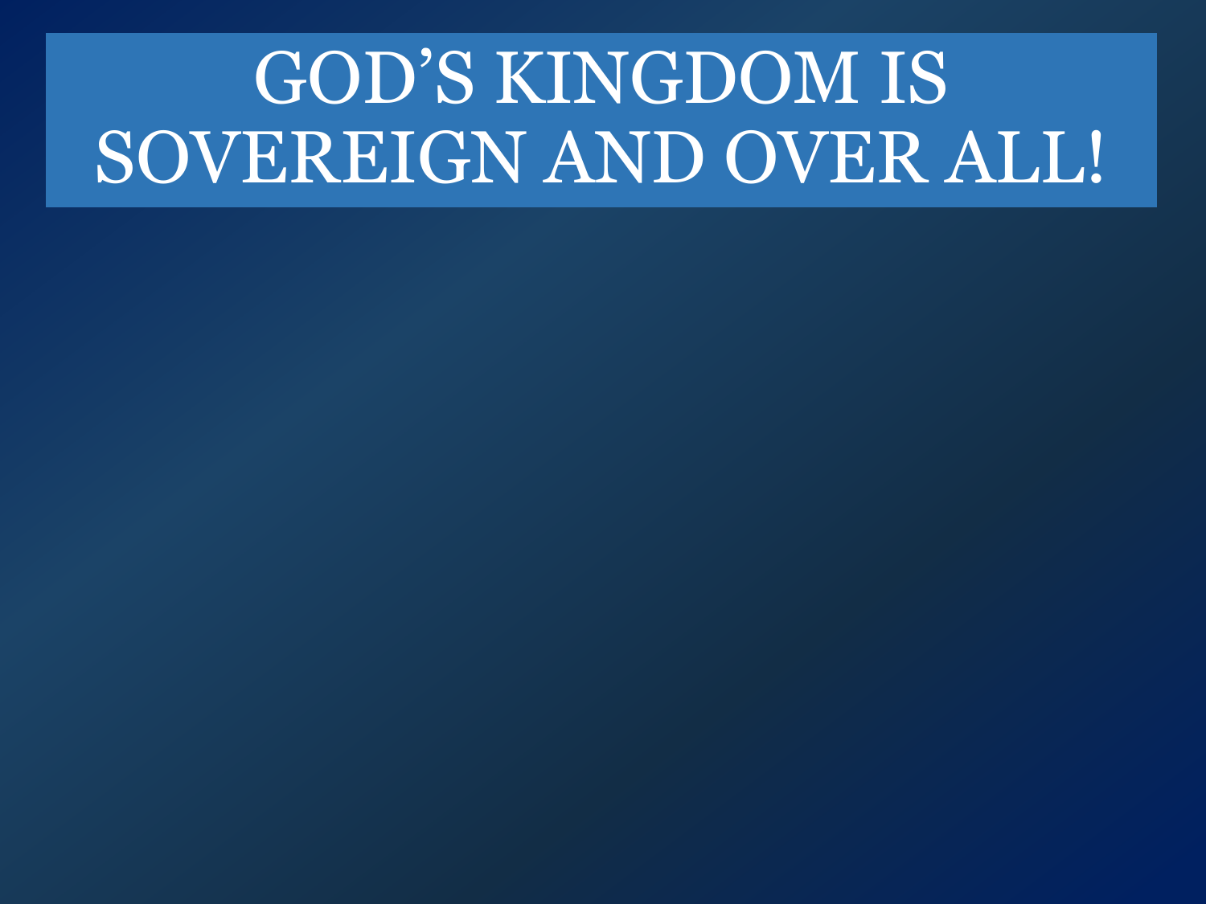# GOD’S KINGDOM IS SOVEREIGN AND OVER ALL!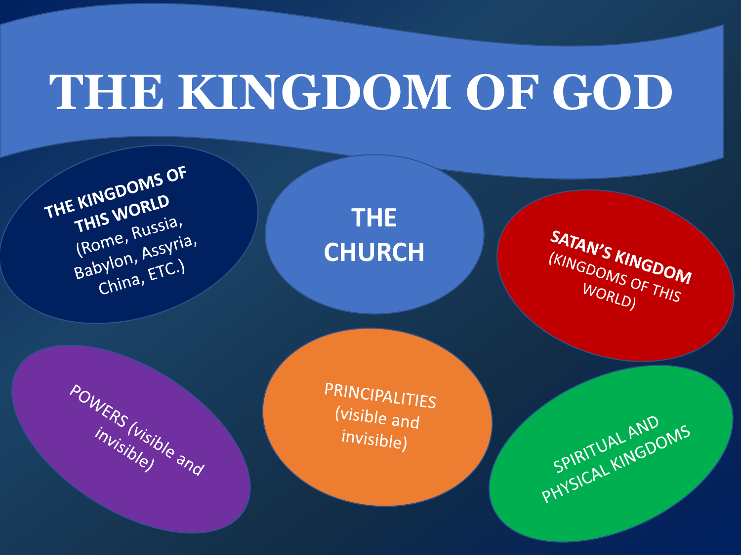# THE KINGDOM OF GOD

**THE KINGDOMS OF THIS WORLD** (Rome, Russia, Babylon, Assyria, China, ETC.)

**THE CHURCH**

**SATAN'S KINGDOM** (KINGDOMS OF THIS WORLD)

POWERS (visible and invisible)

PRINCIPALITIES (visible and invisible)

SPIRITUAL AND PHYSICAL KINGDOMS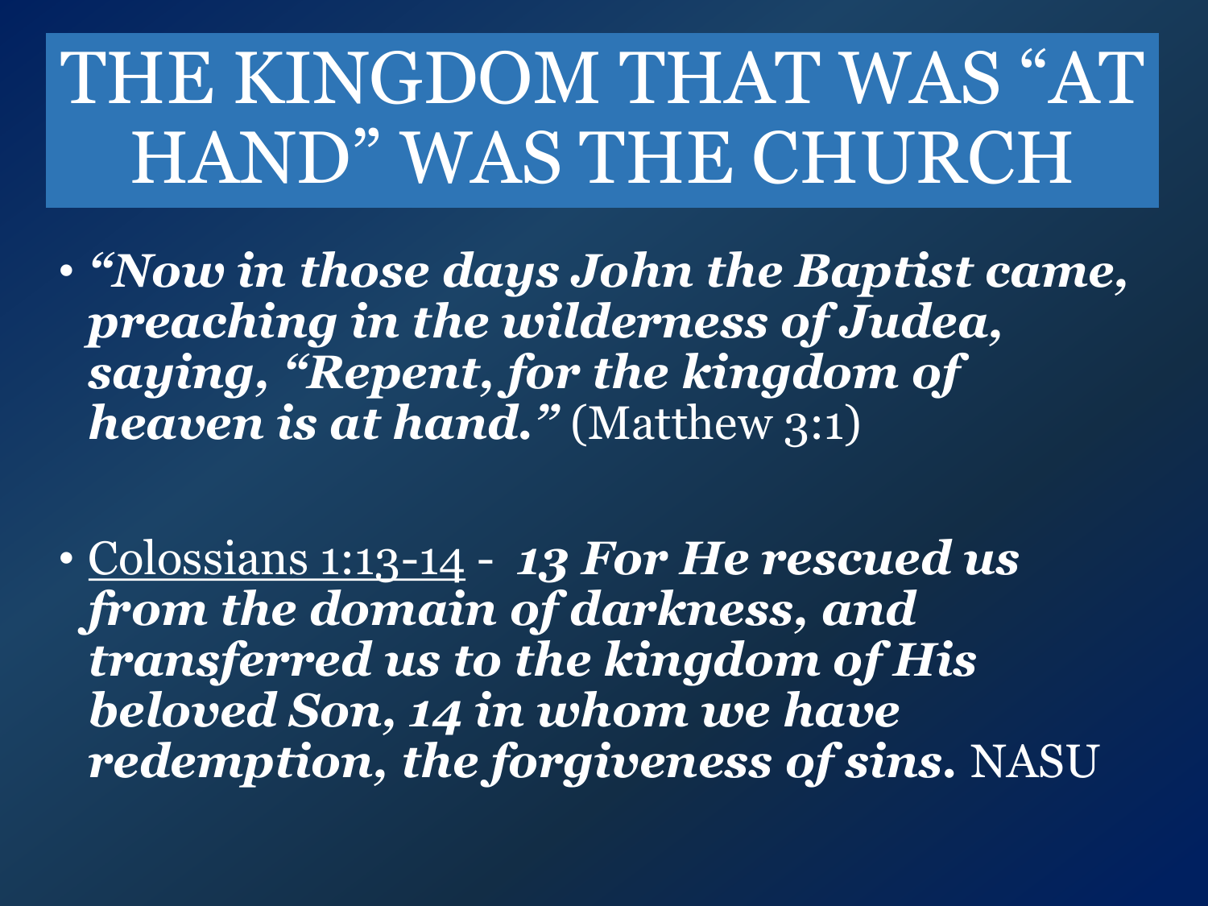# THE KINGDOM THAT WAS "AT HAND" WAS THE CHURCH

- ***"Now in those days John the Baptist came, preaching in the wilderness of Judea, saying, "Repent, for the kingdom of heaven is at hand."*** (Matthew 3:1)

- Colossians 1:13-14 - ***13 For He rescued us from the domain of darkness, and transferred us to the kingdom of His beloved Son, 14 in whom we have redemption, the forgiveness of sins.*** NASU